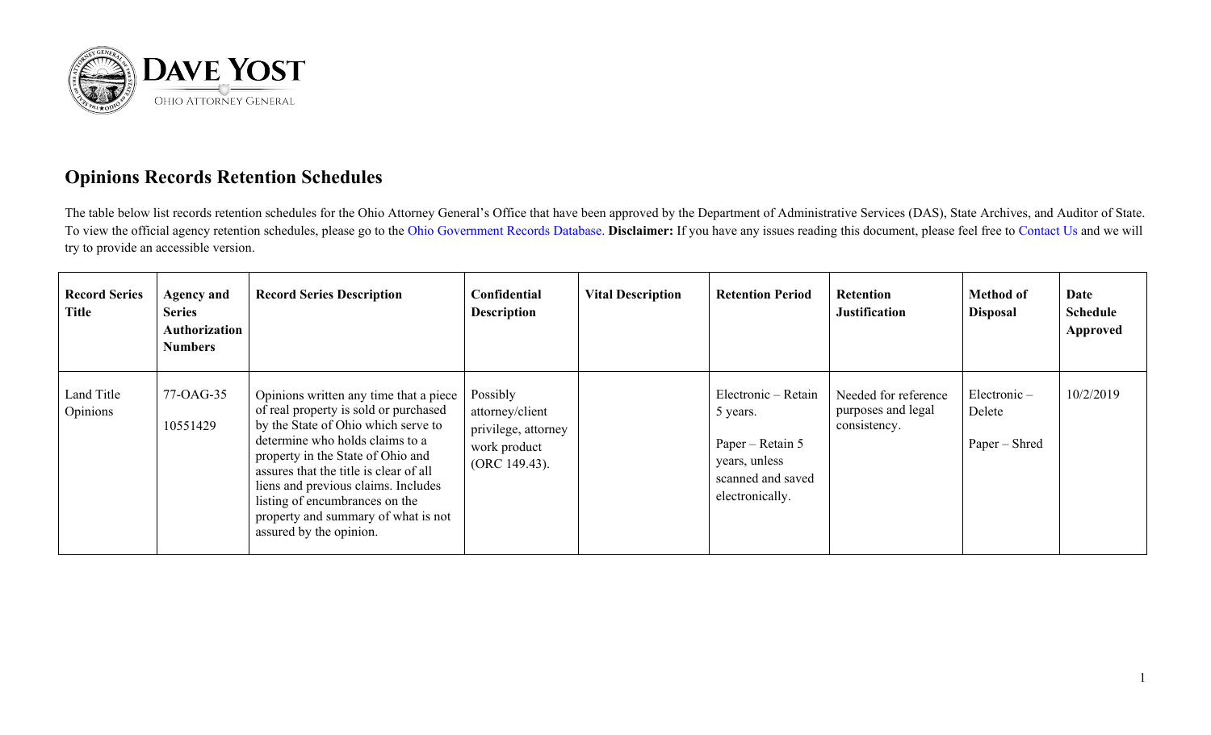DAVE YOST

OHIO ATTORNEY GENERAL

## Opinions Records Retention Schedules

The table below list records retention schedules for the Ohio Attorney General's Office that have been approved by the Department of Administrative Services (DAS), State Archives, and Auditor of State. To view the official agency retention schedules, please go to the Ohio Government Records Database. **Disclaimer:** If you have any issues reading this document, please feel free to Contact Us and we will try to provide an accessible version.

| Record Series Title | Agency and Series Authorization Numbers | Record Series Description | Confidential Description | Vital Description | Retention Period | Retention Justification | Method of Disposal | Date Schedule Approved |
|---|---|---|---|---|---|---|---|---|
| Land Title Opinions | 77-OAG-35<br>10551429 | Opinions written any time that a piece of real property is sold or purchased by the State of Ohio which serve to determine who holds claims to a property in the State of Ohio and assures that the title is clear of all liens and previous claims. Includes listing of encumbrances on the property and summary of what is not assured by the opinion. | Possibly attorney/client privilege, attorney work product (ORC 149.43). | | Electronic – Retain 5 years.<br>Paper – Retain 5 years, unless scanned and saved electronically. | Needed for reference purposes and legal consistency. | Electronic – Delete<br>Paper – Shred | 10/2/2019 |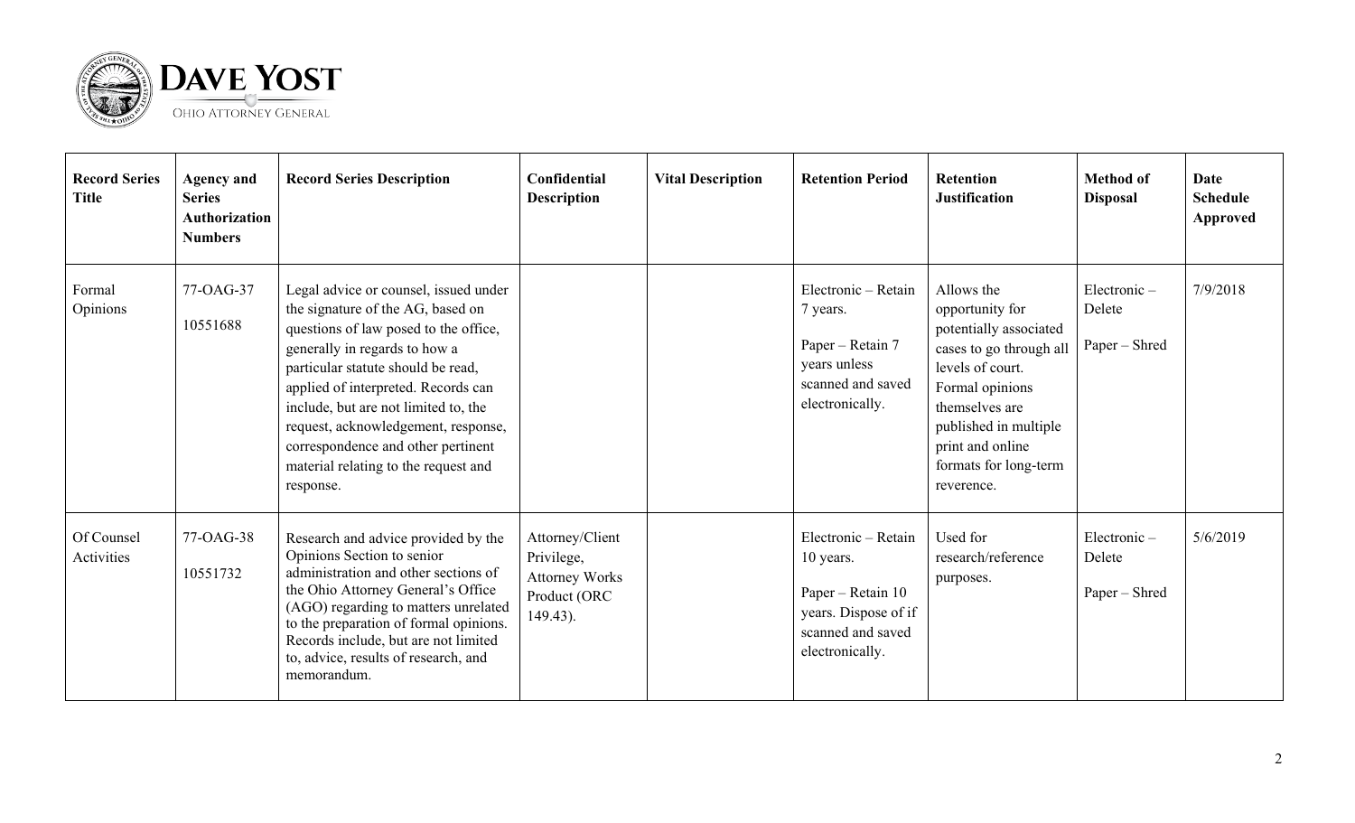| Record Series Title | Agency and Series Authorization Numbers | Record Series Description | Confidential Description | Vital Description | Retention Period | Retention Justification | Method of Disposal | Date Schedule Approved |
|---|---|---|---|---|---|---|---|---|
| Formal Opinions | 77-OAG-37<br><br>10551688 | Legal advice or counsel, issued under the signature of the AG, based on questions of law posed to the office, generally in regards to how a particular statute should be read, applied of interpreted. Records can include, but are not limited to, the request, acknowledgement, response, correspondence and other pertinent material relating to the request and response. | | | Electronic – Retain 7 years.<br><br>Paper – Retain 7 years unless scanned and saved electronically. | Allows the opportunity for potentially associated cases to go through all levels of court. Formal opinions themselves are published in multiple print and online formats for long-term reverence. | Electronic – Delete<br><br>Paper – Shred | 7/9/2018 |
| Of Counsel Activities | 77-OAG-38<br><br>10551732 | Research and advice provided by the Opinions Section to senior administration and other sections of the Ohio Attorney General's Office (AGO) regarding to matters unrelated to the preparation of formal opinions. Records include, but are not limited to, advice, results of research, and memorandum. | Attorney/Client Privilege, Attorney Works Product (ORC 149.43). | | Electronic – Retain 10 years.<br><br>Paper – Retain 10 years. Dispose of if scanned and saved electronically. | Used for research/reference purposes. | Electronic – Delete<br><br>Paper – Shred | 5/6/2019 |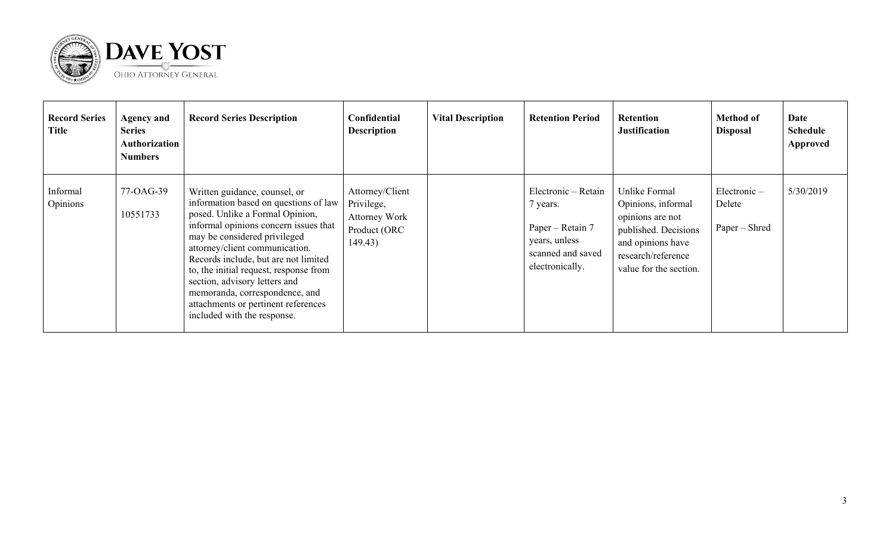| Record Series Title | Agency and Series Authorization Numbers | Record Series Description | Confidential Description | Vital Description | Retention Period | Retention Justification | Method of Disposal | Date Schedule Approved |
|---|---|---|---|---|---|---|---|---|
| Informal Opinions | 77-OAG-39<br><br>10551733 | Written guidance, counsel, or information based on questions of law posed. Unlike a Formal Opinion, informal opinions concern issues that may be considered privileged attorney/client communication. Records include, but are not limited to, the initial request, response from section, advisory letters and memoranda, correspondence, and attachments or pertinent references included with the response. | Attorney/Client Privilege, Attorney Work Product (ORC 149.43) | | Electronic – Retain 7 years.<br><br>Paper – Retain 7 years, unless scanned and saved electronically. | Unlike Formal Opinions, informal opinions are not published. Decisions and opinions have research/reference value for the section. | Electronic – Delete<br><br>Paper – Shred | 5/30/2019 |